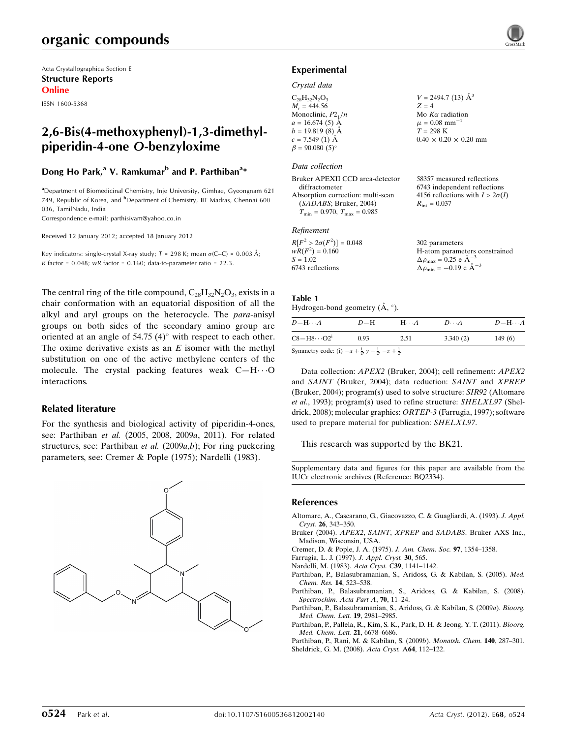# organic compounds

Acta Crystallographica Section E
**Structure Reports**
**Online**

ISSN 1600-5368

## 2,6-Bis(4-methoxyphenyl)-1,3-dimethyl-piperidin-4-one *O*-benzyloxime

**Dong Ho Park,[a] V. Ramkumar[b] and P. Parthiban[a]***

[a]Department of Biomedicinal Chemistry, Inje University, Gimhae, Gyeongnam 621 749, Republic of Korea, and [b]Department of Chemistry, IIT Madras, Chennai 600 036, TamilNadu, India
Correspondence e-mail: parthisivam@yahoo.co.in

Received 12 January 2012; accepted 18 January 2012

Key indicators: single-crystal X-ray study; $T = 298$ K; mean $\sigma$(C–C) = 0.003 Å; $R$ factor = 0.048; $wR$ factor = 0.160; data-to-parameter ratio = 22.3.

The central ring of the title compound, $C_{28}H_{32}N_2O_3$, exists in a chair conformation with an equatorial disposition of all the alkyl and aryl groups on the heterocycle. The *para*-anisyl groups on both sides of the secondary amino group are oriented at an angle of 54.75 (4)° with respect to each other. The oxime derivative exists as an *E* isomer with the methyl substitution on one of the active methylene centers of the molecule. The crystal packing features weak C—H$\cdots$O interactions.

### Related literature

For the synthesis and biological activity of piperidin-4-ones, see: Parthiban *et al.* (2005, 2008, 2009*a*, 2011). For related structures, see: Parthiban *et al.* (2009*a*,*b*); For ring puckering parameters, see: Cremer & Pople (1975); Nardelli (1983).

## Experimental

### *Crystal data*

$C_{28}H_{32}N_2O_3$
$M_r = 444.56$
Monoclinic, $P2_1/n$
$a = 16.674$ (5) Å
$b = 19.819$ (8) Å
$c = 7.549$ (1) Å
$\beta = 90.080$ (5)°
$V = 2494.7$ (13) Å$^3$
$Z = 4$
Mo $K\alpha$ radiation
$\mu = 0.08$ mm$^{-1}$
$T = 298$ K
0.40 × 0.20 × 0.20 mm

### *Data collection*

Bruker APEXII CCD area-detector diffractometer
Absorption correction: multi-scan (*SADABS*; Bruker, 2004)
$T_{min} = 0.970$, $T_{max} = 0.985$
58357 measured reflections
6743 independent reflections
4156 reflections with $I > 2\sigma(I)$
$R_{int} = 0.037$

### *Refinement*

$R[F^2 > 2\sigma(F^2)] = 0.048$
$wR(F^2) = 0.160$
$S = 1.02$
6743 reflections
302 parameters
H-atom parameters constrained
$\Delta\rho_{max} = 0.25$ e Å$^{-3}$
$\Delta\rho_{min} = -0.19$ e Å$^{-3}$

**Table 1**
Hydrogen-bond geometry (Å, °).

| $D$—H$\cdots$$A$ | $D$—H | H$\cdots$$A$ | $D\cdots A$ | $D$—H$\cdots$$A$ |
|---|---|---|---|---|
| C8—H8$\cdots$O2$^{i}$ | 0.93 | 2.51 | 3.340 (2) | 149 (6) |

Symmetry code: (i) $-x + \frac{1}{2}, y - \frac{1}{2}, -z + \frac{1}{2}$.

Data collection: *APEX2* (Bruker, 2004); cell refinement: *APEX2* and *SAINT* (Bruker, 2004); data reduction: *SAINT* and *XPREP* (Bruker, 2004); program(s) used to solve structure: *SIR92* (Altomare *et al.*, 1993); program(s) used to refine structure: *SHELXL97* (Sheldrick, 2008); molecular graphics: *ORTEP-3* (Farrugia, 1997); software used to prepare material for publication: *SHELXL97*.

This research was supported by the BK21.

Supplementary data and figures for this paper are available from the IUCr electronic archives (Reference: BQ2334).

### References

Altomare, A., Cascarano, G., Giacovazzo, C. & Guagliardi, A. (1993). *J. Appl. Cryst.* **26**, 343–350.
Bruker (2004). *APEX2*, *SAINT*, *XPREP* and *SADABS*. Bruker AXS Inc., Madison, Wisconsin, USA.
Cremer, D. & Pople, J. A. (1975). *J. Am. Chem. Soc.* **97**, 1354–1358.
Farrugia, L. J. (1997). *J. Appl. Cryst.* **30**, 565.
Nardelli, M. (1983). *Acta Cryst.* C**39**, 1141–1142.
Parthiban, P., Balasubramanian, S., Aridoss, G. & Kabilan, S. (2005). *Med. Chem. Res.* **14**, 523–538.
Parthiban, P., Balasubramanian, S., Aridoss, G. & Kabilan, S. (2008). *Spectrochim. Acta Part A*, **70**, 11–24.
Parthiban, P., Balasubramanian, S., Aridoss, G. & Kabilan, S. (2009*a*). *Bioorg. Med. Chem. Lett.* **19**, 2981–2985.
Parthiban, P., Pallela, R., Kim, S. K., Park, D. H. & Jeong, Y. T. (2011). *Bioorg. Med. Chem. Lett.* **21**, 6678–6686.
Parthiban, P., Rani, M. & Kabilan, S. (2009*b*). *Monatsh. Chem.* **140**, 287–301.
Sheldrick, G. M. (2008). *Acta Cryst.* A**64**, 112–122.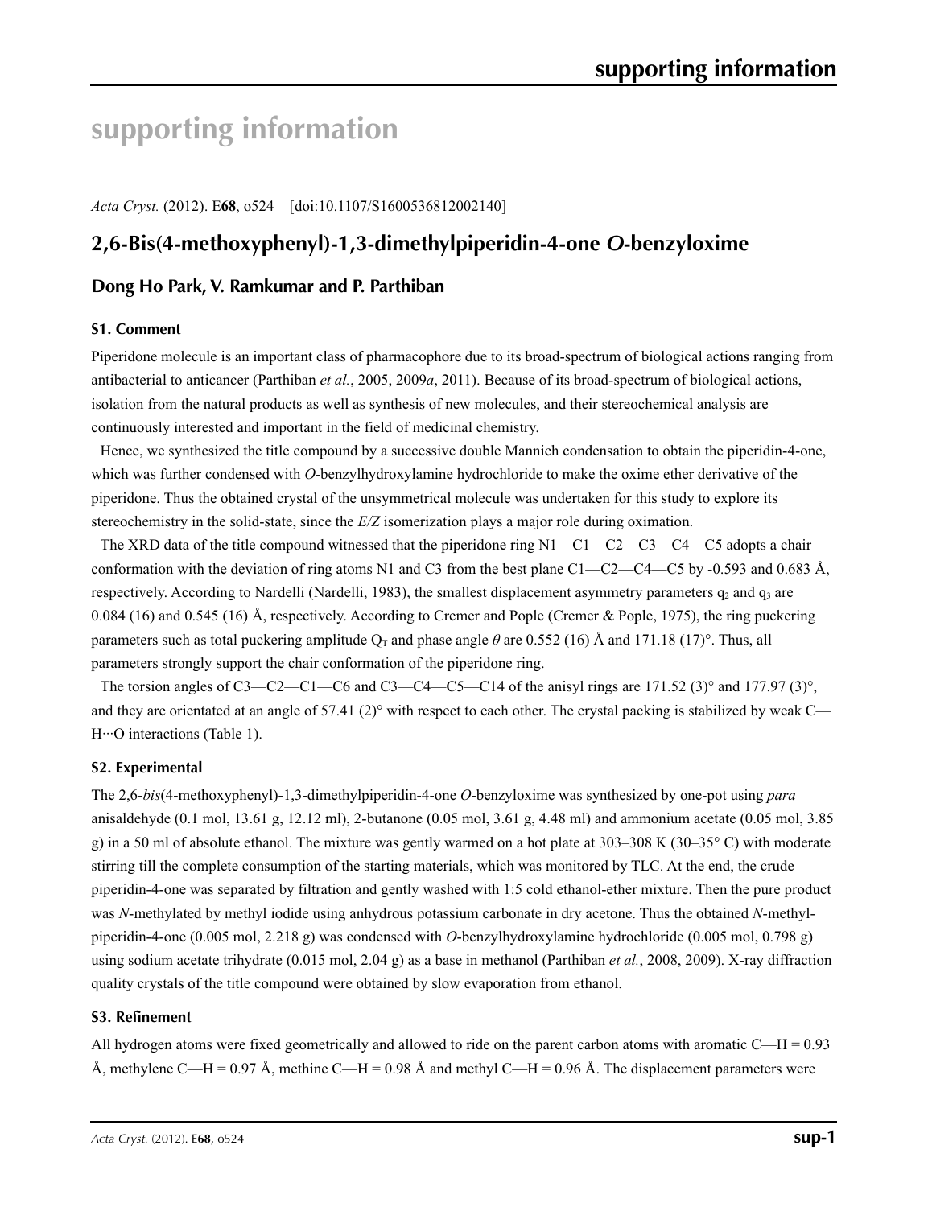# supporting information

*Acta Cryst.* (2012). E**68**, o524    [doi:10.1107/S1600536812002140]

## 2,6-Bis(4-methoxyphenyl)-1,3-dimethylpiperidin-4-one *O*-benzyloxime

### Dong Ho Park, V. Ramkumar and P. Parthiban

### S1. Comment

Piperidone molecule is an important class of pharmacophore due to its broad-spectrum of biological actions ranging from antibacterial to anticancer (Parthiban *et al.*, 2005, 2009*a*, 2011). Because of its broad-spectrum of biological actions, isolation from the natural products as well as synthesis of new molecules, and their stereochemical analysis are continuously interested and important in the field of medicinal chemistry.

Hence, we synthesized the title compound by a successive double Mannich condensation to obtain the piperidin-4-one, which was further condensed with *O*-benzylhydroxylamine hydrochloride to make the oxime ether derivative of the piperidone. Thus the obtained crystal of the unsymmetrical molecule was undertaken for this study to explore its stereochemistry in the solid-state, since the *E/Z* isomerization plays a major role during oximation.

The XRD data of the title compound witnessed that the piperidone ring N1—C1—C2—C3—C4—C5 adopts a chair conformation with the deviation of ring atoms N1 and C3 from the best plane C1—C2—C4—C5 by -0.593 and 0.683 Å, respectively. According to Nardelli (Nardelli, 1983), the smallest displacement asymmetry parameters $q_2$ and $q_3$ are 0.084 (16) and 0.545 (16) Å, respectively. According to Cremer and Pople (Cremer & Pople, 1975), the ring puckering parameters such as total puckering amplitude $Q_T$ and phase angle $\theta$ are 0.552 (16) Å and 171.18 (17)°. Thus, all parameters strongly support the chair conformation of the piperidone ring.

The torsion angles of C3—C2—C1—C6 and C3—C4—C5—C14 of the anisyl rings are 171.52 (3)° and 177.97 (3)°, and they are orientated at an angle of 57.41 (2)° with respect to each other. The crystal packing is stabilized by weak C—H···O interactions (Table 1).

### S2. Experimental

The 2,6-*bis*(4-methoxyphenyl)-1,3-dimethylpiperidin-4-one *O*-benzyloxime was synthesized by one-pot using *para* anisaldehyde (0.1 mol, 13.61 g, 12.12 ml), 2-butanone (0.05 mol, 3.61 g, 4.48 ml) and ammonium acetate (0.05 mol, 3.85 g) in a 50 ml of absolute ethanol. The mixture was gently warmed on a hot plate at 303–308 K (30–35° C) with moderate stirring till the complete consumption of the starting materials, which was monitored by TLC. At the end, the crude piperidin-4-one was separated by filtration and gently washed with 1:5 cold ethanol-ether mixture. Then the pure product was *N*-methylated by methyl iodide using anhydrous potassium carbonate in dry acetone. Thus the obtained *N*-methyl-piperidin-4-one (0.005 mol, 2.218 g) was condensed with *O*-benzylhydroxylamine hydrochloride (0.005 mol, 0.798 g) using sodium acetate trihydrate (0.015 mol, 2.04 g) as a base in methanol (Parthiban *et al.*, 2008, 2009). X-ray diffraction quality crystals of the title compound were obtained by slow evaporation from ethanol.

### S3. Refinement

All hydrogen atoms were fixed geometrically and allowed to ride on the parent carbon atoms with aromatic C—H = 0.93 Å, methylene C—H = 0.97 Å, methine C—H = 0.98 Å and methyl C—H = 0.96 Å. The displacement parameters were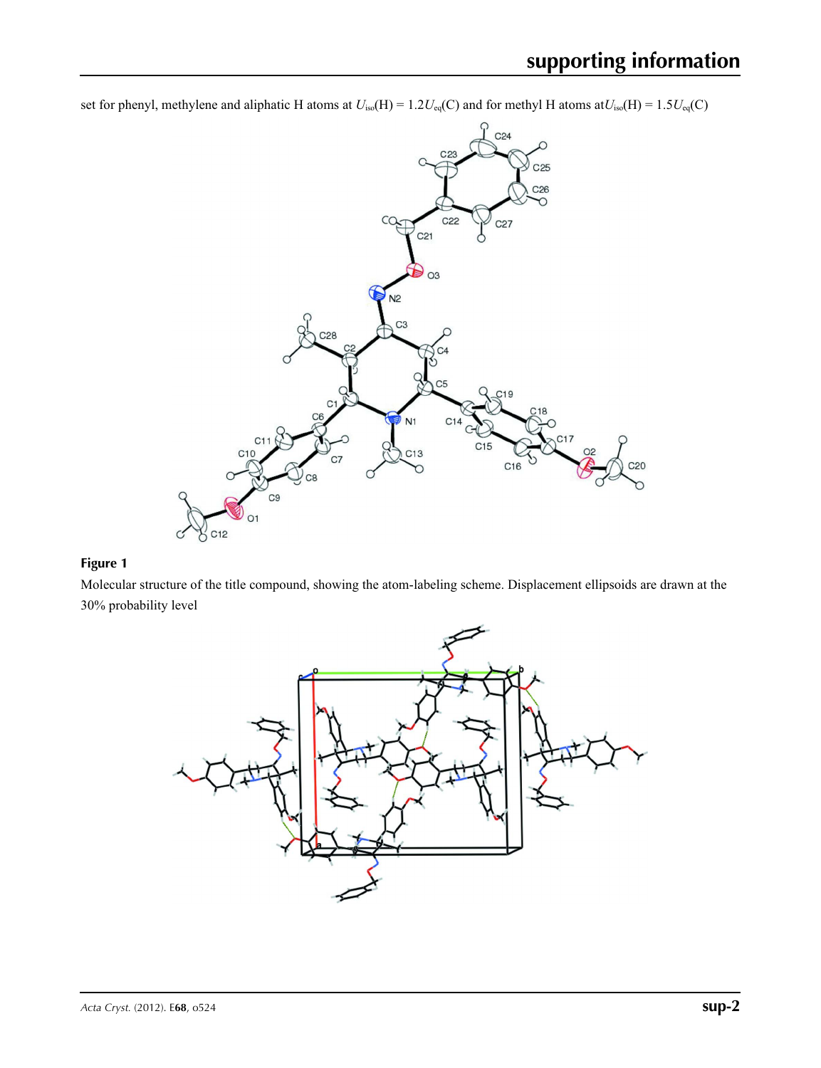set for phenyl, methylene and aliphatic H atoms at $U_{iso}(H) = 1.2U_{eq}(C)$ and for methyl H atoms at $U_{iso}(H) = 1.5U_{eq}(C)$

**Figure 1**

Molecular structure of the title compound, showing the atom-labeling scheme. Displacement ellipsoids are drawn at the 30% probability level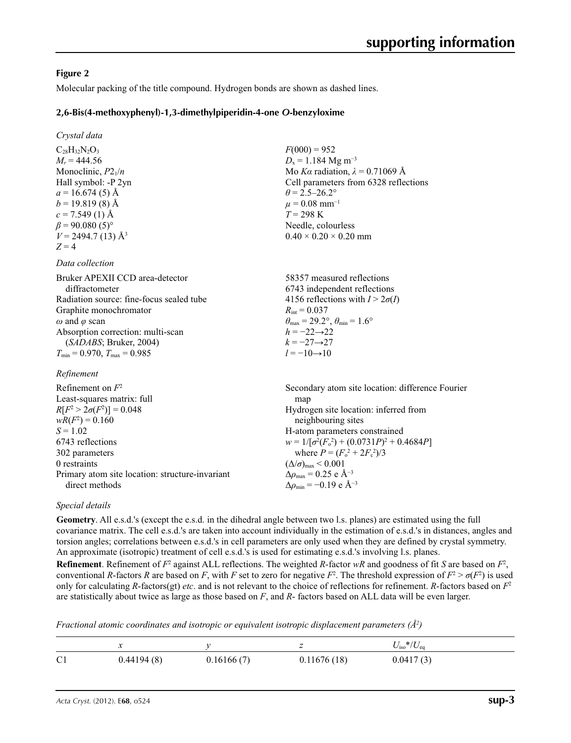### Figure 2

Molecular packing of the title compound. Hydrogen bonds are shown as dashed lines.

#### 2,6-Bis(4-methoxyphenyl)-1,3-dimethylpiperidin-4-one *O*-benzyloxime

*Crystal data*

$C_{28}H_{32}N_2O_3$
$M_r = 444.56$
Monoclinic, $P2_1/n$
Hall symbol: -P 2yn
$a = 16.674$ (5) Å
$b = 19.819$ (8) Å
$c = 7.549$ (1) Å
$\beta = 90.080$ (5)°
$V = 2494.7$ (13) Å$^3$
$Z = 4$
$F(000) = 952$
$D_x = 1.184$ Mg m$^{-3}$
Mo $K\alpha$ radiation, $\lambda = 0.71069$ Å
Cell parameters from 6328 reflections
$\theta = 2.5$–26.2°
$\mu = 0.08$ mm$^{-1}$
$T = 298$ K
Needle, colourless
$0.40 \times 0.20 \times 0.20$ mm

*Data collection*

Bruker APEXII CCD area-detector diffractometer
Radiation source: fine-focus sealed tube
Graphite monochromator
$\omega$ and $\varphi$ scan
Absorption correction: multi-scan (*SADABS*; Bruker, 2004)
$T_{min} = 0.970$, $T_{max} = 0.985$
58357 measured reflections
6743 independent reflections
4156 reflections with $I > 2\sigma(I)$
$R_{int} = 0.037$
$\theta_{max} = 29.2°$, $\theta_{min} = 1.6°$
$h = -22 \rightarrow 22$
$k = -27 \rightarrow 27$
$l = -10 \rightarrow 10$

*Refinement*

Refinement on $F^2$
Least-squares matrix: full
$R[F^2 > 2\sigma(F^2)] = 0.048$
$wR(F^2) = 0.160$
$S = 1.02$
6743 reflections
302 parameters
0 restraints
Primary atom site location: structure-invariant direct methods
Secondary atom site location: difference Fourier map
Hydrogen site location: inferred from neighbouring sites
H-atom parameters constrained
$w = 1/[\sigma^2(F_o^2) + (0.0731P)^2 + 0.4684P]$ where $P = (F_o^2 + 2F_c^2)/3$
$(\Delta/\sigma)_{max} < 0.001$
$\Delta\rho_{max} = 0.25$ e Å$^{-3}$
$\Delta\rho_{min} = -0.19$ e Å$^{-3}$

*Special details*

**Geometry**. All e.s.d.'s (except the e.s.d. in the dihedral angle between two l.s. planes) are estimated using the full covariance matrix. The cell e.s.d.'s are taken into account individually in the estimation of e.s.d.'s in distances, angles and torsion angles; correlations between e.s.d.'s in cell parameters are only used when they are defined by crystal symmetry. An approximate (isotropic) treatment of cell e.s.d.'s is used for estimating e.s.d.'s involving l.s. planes.

**Refinement**. Refinement of $F^2$ against ALL reflections. The weighted $R$-factor $wR$ and goodness of fit $S$ are based on $F^2$, conventional $R$-factors $R$ are based on $F$, with $F$ set to zero for negative $F^2$. The threshold expression of $F^2 > \sigma(F^2)$ is used only for calculating $R$-factors(gt) *etc*. and is not relevant to the choice of reflections for refinement. $R$-factors based on $F^2$ are statistically about twice as large as those based on $F$, and $R$- factors based on ALL data will be even larger.

*Fractional atomic coordinates and isotropic or equivalent isotropic displacement parameters (Å$^2$)*

| | $x$ | $y$ | $z$ | $U_{iso}$*/$U_{eq}$ |
|---|---|---|---|---|
| C1 | 0.44194 (8) | 0.16166 (7) | 0.11676 (18) | 0.0417 (3) |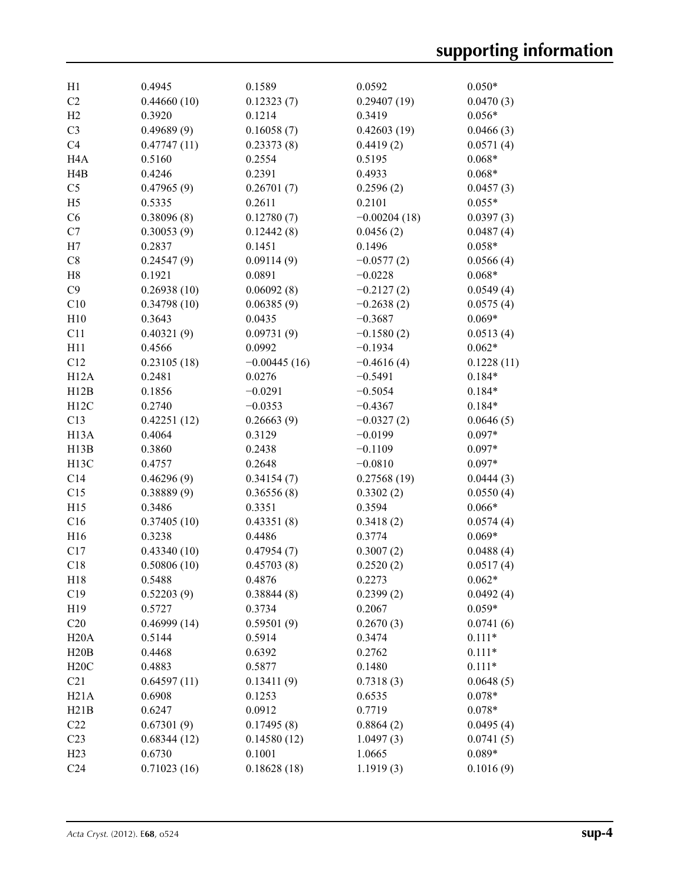| | | | | |
|---|---|---|---|---|
| H1 | 0.4945 | 0.1589 | 0.0592 | 0.050* |
| C2 | 0.44660 (10) | 0.12323 (7) | 0.29407 (19) | 0.0470 (3) |
| H2 | 0.3920 | 0.1214 | 0.3419 | 0.056* |
| C3 | 0.49689 (9) | 0.16058 (7) | 0.42603 (19) | 0.0466 (3) |
| C4 | 0.47747 (11) | 0.23373 (8) | 0.4419 (2) | 0.0571 (4) |
| H4A | 0.5160 | 0.2554 | 0.5195 | 0.068* |
| H4B | 0.4246 | 0.2391 | 0.4933 | 0.068* |
| C5 | 0.47965 (9) | 0.26701 (7) | 0.2596 (2) | 0.0457 (3) |
| H5 | 0.5335 | 0.2611 | 0.2101 | 0.055* |
| C6 | 0.38096 (8) | 0.12780 (7) | −0.00204 (18) | 0.0397 (3) |
| C7 | 0.30053 (9) | 0.12442 (8) | 0.0456 (2) | 0.0487 (4) |
| H7 | 0.2837 | 0.1451 | 0.1496 | 0.058* |
| C8 | 0.24547 (9) | 0.09114 (9) | −0.0577 (2) | 0.0566 (4) |
| H8 | 0.1921 | 0.0891 | −0.0228 | 0.068* |
| C9 | 0.26938 (10) | 0.06092 (8) | −0.2127 (2) | 0.0549 (4) |
| C10 | 0.34798 (10) | 0.06385 (9) | −0.2638 (2) | 0.0575 (4) |
| H10 | 0.3643 | 0.0435 | −0.3687 | 0.069* |
| C11 | 0.40321 (9) | 0.09731 (9) | −0.1580 (2) | 0.0513 (4) |
| H11 | 0.4566 | 0.0992 | −0.1934 | 0.062* |
| C12 | 0.23105 (18) | −0.00445 (16) | −0.4616 (4) | 0.1228 (11) |
| H12A | 0.2481 | 0.0276 | −0.5491 | 0.184* |
| H12B | 0.1856 | −0.0291 | −0.5054 | 0.184* |
| H12C | 0.2740 | −0.0353 | −0.4367 | 0.184* |
| C13 | 0.42251 (12) | 0.26663 (9) | −0.0327 (2) | 0.0646 (5) |
| H13A | 0.4064 | 0.3129 | −0.0199 | 0.097* |
| H13B | 0.3860 | 0.2438 | −0.1109 | 0.097* |
| H13C | 0.4757 | 0.2648 | −0.0810 | 0.097* |
| C14 | 0.46296 (9) | 0.34154 (7) | 0.27568 (19) | 0.0444 (3) |
| C15 | 0.38889 (9) | 0.36556 (8) | 0.3302 (2) | 0.0550 (4) |
| H15 | 0.3486 | 0.3351 | 0.3594 | 0.066* |
| C16 | 0.37405 (10) | 0.43351 (8) | 0.3418 (2) | 0.0574 (4) |
| H16 | 0.3238 | 0.4486 | 0.3774 | 0.069* |
| C17 | 0.43340 (10) | 0.47954 (7) | 0.3007 (2) | 0.0488 (4) |
| C18 | 0.50806 (10) | 0.45703 (8) | 0.2520 (2) | 0.0517 (4) |
| H18 | 0.5488 | 0.4876 | 0.2273 | 0.062* |
| C19 | 0.52203 (9) | 0.38844 (8) | 0.2399 (2) | 0.0492 (4) |
| H19 | 0.5727 | 0.3734 | 0.2067 | 0.059* |
| C20 | 0.46999 (14) | 0.59501 (9) | 0.2670 (3) | 0.0741 (6) |
| H20A | 0.5144 | 0.5914 | 0.3474 | 0.111* |
| H20B | 0.4468 | 0.6392 | 0.2762 | 0.111* |
| H20C | 0.4883 | 0.5877 | 0.1480 | 0.111* |
| C21 | 0.64597 (11) | 0.13411 (9) | 0.7318 (3) | 0.0648 (5) |
| H21A | 0.6908 | 0.1253 | 0.6535 | 0.078* |
| H21B | 0.6247 | 0.0912 | 0.7719 | 0.078* |
| C22 | 0.67301 (9) | 0.17495 (8) | 0.8864 (2) | 0.0495 (4) |
| C23 | 0.68344 (12) | 0.14580 (12) | 1.0497 (3) | 0.0741 (5) |
| H23 | 0.6730 | 0.1001 | 1.0665 | 0.089* |
| C24 | 0.71023 (16) | 0.18628 (18) | 1.1919 (3) | 0.1016 (9) |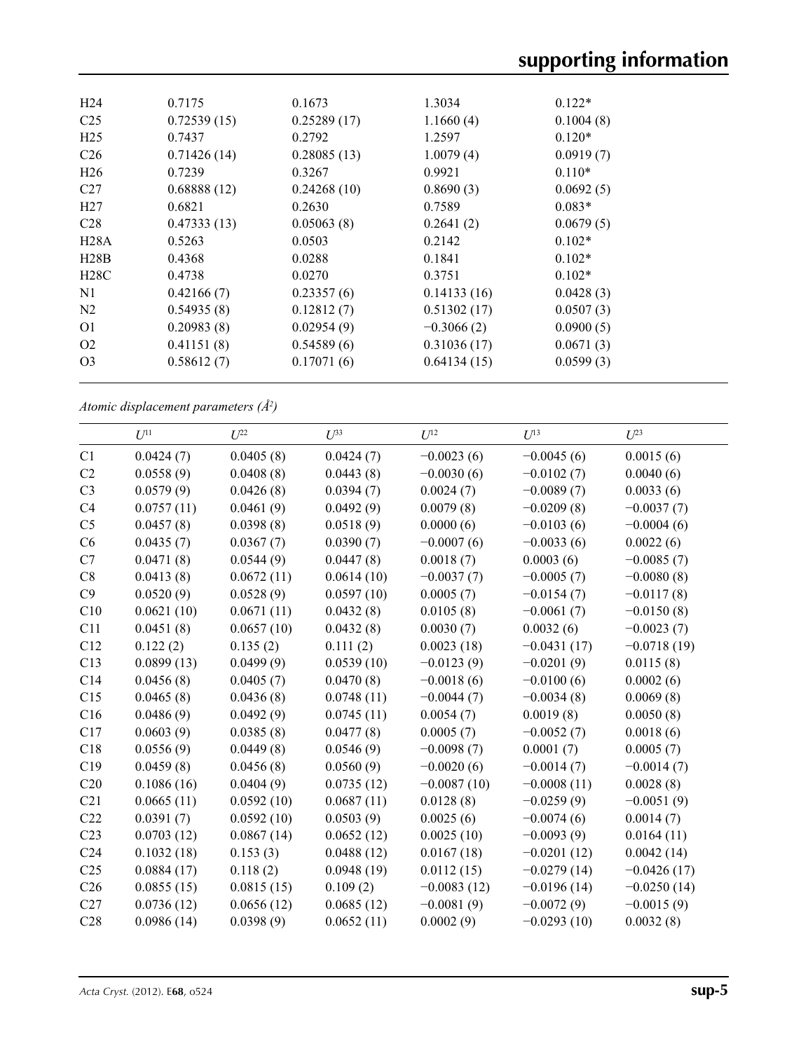| | | | | |
|---|---|---|---|---|
| H24 | 0.7175 | 0.1673 | 1.3034 | 0.122* |
| C25 | 0.72539 (15) | 0.25289 (17) | 1.1660 (4) | 0.1004 (8) |
| H25 | 0.7437 | 0.2792 | 1.2597 | 0.120* |
| C26 | 0.71426 (14) | 0.28085 (13) | 1.0079 (4) | 0.0919 (7) |
| H26 | 0.7239 | 0.3267 | 0.9921 | 0.110* |
| C27 | 0.68888 (12) | 0.24268 (10) | 0.8690 (3) | 0.0692 (5) |
| H27 | 0.6821 | 0.2630 | 0.7589 | 0.083* |
| C28 | 0.47333 (13) | 0.05063 (8) | 0.2641 (2) | 0.0679 (5) |
| H28A | 0.5263 | 0.0503 | 0.2142 | 0.102* |
| H28B | 0.4368 | 0.0288 | 0.1841 | 0.102* |
| H28C | 0.4738 | 0.0270 | 0.3751 | 0.102* |
| N1 | 0.42166 (7) | 0.23357 (6) | 0.14133 (16) | 0.0428 (3) |
| N2 | 0.54935 (8) | 0.12812 (7) | 0.51302 (17) | 0.0507 (3) |
| O1 | 0.20983 (8) | 0.02954 (9) | −0.3066 (2) | 0.0900 (5) |
| O2 | 0.41151 (8) | 0.54589 (6) | 0.31036 (17) | 0.0671 (3) |
| O3 | 0.58612 (7) | 0.17071 (6) | 0.64134 (15) | 0.0599 (3) |

*Atomic displacement parameters (Å²)*

| | $U^{11}$ | $U^{22}$ | $U^{33}$ | $U^{12}$ | $U^{13}$ | $U^{23}$ |
|---|---|---|---|---|---|---|
| C1 | 0.0424 (7) | 0.0405 (8) | 0.0424 (7) | −0.0023 (6) | −0.0045 (6) | 0.0015 (6) |
| C2 | 0.0558 (9) | 0.0408 (8) | 0.0443 (8) | −0.0030 (6) | −0.0102 (7) | 0.0040 (6) |
| C3 | 0.0579 (9) | 0.0426 (8) | 0.0394 (7) | 0.0024 (7) | −0.0089 (7) | 0.0033 (6) |
| C4 | 0.0757 (11) | 0.0461 (9) | 0.0492 (9) | 0.0079 (8) | −0.0209 (8) | −0.0037 (7) |
| C5 | 0.0457 (8) | 0.0398 (8) | 0.0518 (9) | 0.0000 (6) | −0.0103 (6) | −0.0004 (6) |
| C6 | 0.0435 (7) | 0.0367 (7) | 0.0390 (7) | −0.0007 (6) | −0.0033 (6) | 0.0022 (6) |
| C7 | 0.0471 (8) | 0.0544 (9) | 0.0447 (8) | 0.0018 (7) | 0.0003 (6) | −0.0085 (7) |
| C8 | 0.0413 (8) | 0.0672 (11) | 0.0614 (10) | −0.0037 (7) | −0.0005 (7) | −0.0080 (8) |
| C9 | 0.0520 (9) | 0.0528 (9) | 0.0597 (10) | 0.0005 (7) | −0.0154 (7) | −0.0117 (8) |
| C10 | 0.0621 (10) | 0.0671 (11) | 0.0432 (8) | 0.0105 (8) | −0.0061 (7) | −0.0150 (8) |
| C11 | 0.0451 (8) | 0.0657 (10) | 0.0432 (8) | 0.0030 (7) | 0.0032 (6) | −0.0023 (7) |
| C12 | 0.122 (2) | 0.135 (2) | 0.111 (2) | 0.0023 (18) | −0.0431 (17) | −0.0718 (19) |
| C13 | 0.0899 (13) | 0.0499 (9) | 0.0539 (10) | −0.0123 (9) | −0.0201 (9) | 0.0115 (8) |
| C14 | 0.0456 (8) | 0.0405 (7) | 0.0470 (8) | −0.0018 (6) | −0.0100 (6) | 0.0002 (6) |
| C15 | 0.0465 (8) | 0.0436 (8) | 0.0748 (11) | −0.0044 (7) | −0.0034 (8) | 0.0069 (8) |
| C16 | 0.0486 (9) | 0.0492 (9) | 0.0745 (11) | 0.0054 (7) | 0.0019 (8) | 0.0050 (8) |
| C17 | 0.0603 (9) | 0.0385 (8) | 0.0477 (8) | 0.0005 (7) | −0.0052 (7) | 0.0018 (6) |
| C18 | 0.0556 (9) | 0.0449 (8) | 0.0546 (9) | −0.0098 (7) | 0.0001 (7) | 0.0005 (7) |
| C19 | 0.0459 (8) | 0.0456 (8) | 0.0560 (9) | −0.0020 (6) | −0.0014 (7) | −0.0014 (7) |
| C20 | 0.1086 (16) | 0.0404 (9) | 0.0735 (12) | −0.0087 (10) | −0.0008 (11) | 0.0028 (8) |
| C21 | 0.0665 (11) | 0.0592 (10) | 0.0687 (11) | 0.0128 (8) | −0.0259 (9) | −0.0051 (9) |
| C22 | 0.0391 (7) | 0.0592 (10) | 0.0503 (9) | 0.0025 (6) | −0.0074 (6) | 0.0014 (7) |
| C23 | 0.0703 (12) | 0.0867 (14) | 0.0652 (12) | 0.0025 (10) | −0.0093 (9) | 0.0164 (11) |
| C24 | 0.1032 (18) | 0.153 (3) | 0.0488 (12) | 0.0167 (18) | −0.0201 (12) | 0.0042 (14) |
| C25 | 0.0884 (17) | 0.118 (2) | 0.0948 (19) | 0.0112 (15) | −0.0279 (14) | −0.0426 (17) |
| C26 | 0.0855 (15) | 0.0815 (15) | 0.109 (2) | −0.0083 (12) | −0.0196 (14) | −0.0250 (14) |
| C27 | 0.0736 (12) | 0.0656 (12) | 0.0685 (12) | −0.0081 (9) | −0.0072 (9) | −0.0015 (9) |
| C28 | 0.0986 (14) | 0.0398 (9) | 0.0652 (11) | 0.0002 (9) | −0.0293 (10) | 0.0032 (8) |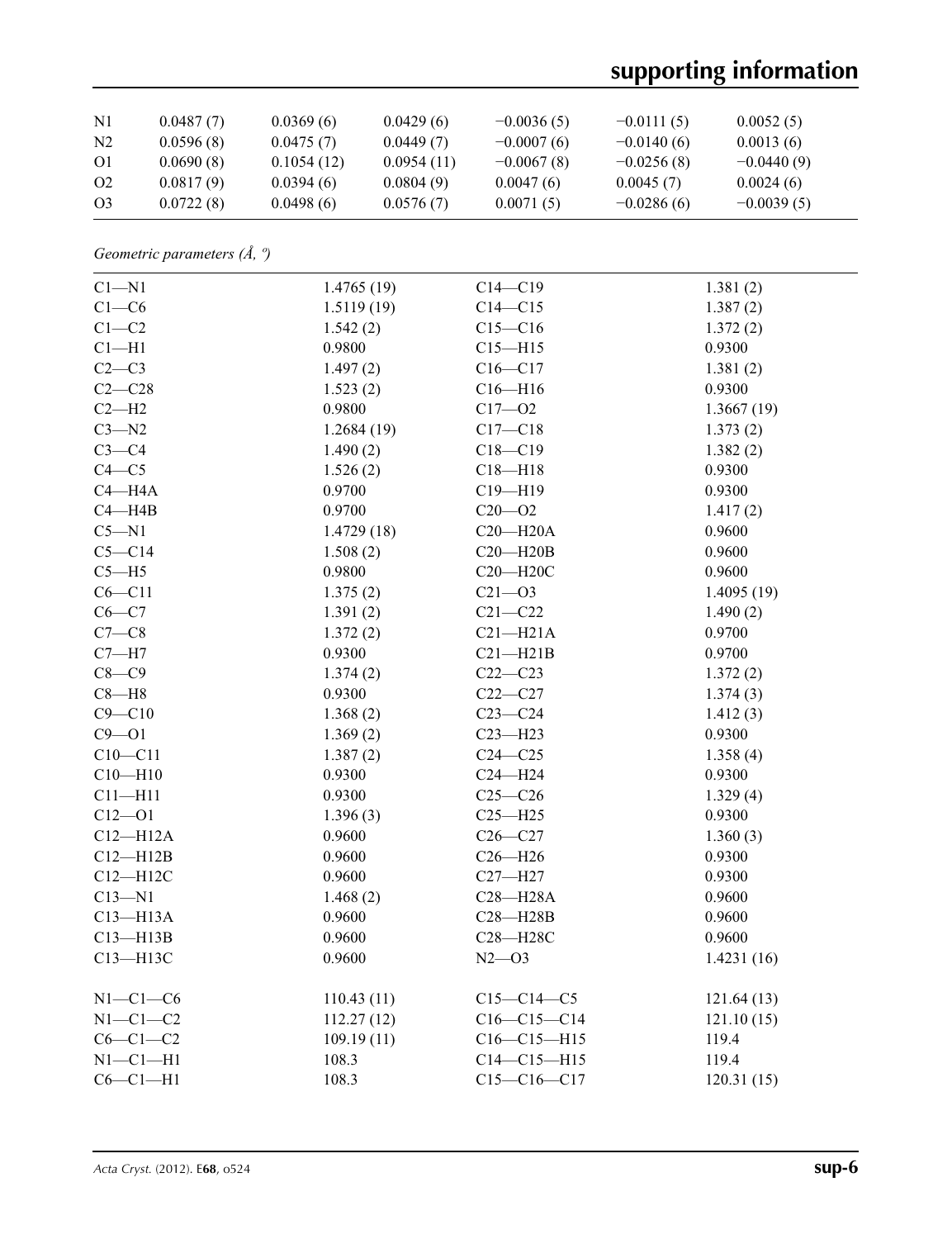| | | | | | | |
|---|---|---|---|---|---|---|
| N1 | 0.0487 (7) | 0.0369 (6) | 0.0429 (6) | −0.0036 (5) | −0.0111 (5) | 0.0052 (5) |
| N2 | 0.0596 (8) | 0.0475 (7) | 0.0449 (7) | −0.0007 (6) | −0.0140 (6) | 0.0013 (6) |
| O1 | 0.0690 (8) | 0.1054 (12) | 0.0954 (11) | −0.0067 (8) | −0.0256 (8) | −0.0440 (9) |
| O2 | 0.0817 (9) | 0.0394 (6) | 0.0804 (9) | 0.0047 (6) | 0.0045 (7) | 0.0024 (6) |
| O3 | 0.0722 (8) | 0.0498 (6) | 0.0576 (7) | 0.0071 (5) | −0.0286 (6) | −0.0039 (5) |

*Geometric parameters (Å, º)*

| | | | |
|---|---|---|---|
| C1—N1 | 1.4765 (19) | C14—C19 | 1.381 (2) |
| C1—C6 | 1.5119 (19) | C14—C15 | 1.387 (2) |
| C1—C2 | 1.542 (2) | C15—C16 | 1.372 (2) |
| C1—H1 | 0.9800 | C15—H15 | 0.9300 |
| C2—C3 | 1.497 (2) | C16—C17 | 1.381 (2) |
| C2—C28 | 1.523 (2) | C16—H16 | 0.9300 |
| C2—H2 | 0.9800 | C17—O2 | 1.3667 (19) |
| C3—N2 | 1.2684 (19) | C17—C18 | 1.373 (2) |
| C3—C4 | 1.490 (2) | C18—C19 | 1.382 (2) |
| C4—C5 | 1.526 (2) | C18—H18 | 0.9300 |
| C4—H4A | 0.9700 | C19—H19 | 0.9300 |
| C4—H4B | 0.9700 | C20—O2 | 1.417 (2) |
| C5—N1 | 1.4729 (18) | C20—H20A | 0.9600 |
| C5—C14 | 1.508 (2) | C20—H20B | 0.9600 |
| C5—H5 | 0.9800 | C20—H20C | 0.9600 |
| C6—C11 | 1.375 (2) | C21—O3 | 1.4095 (19) |
| C6—C7 | 1.391 (2) | C21—C22 | 1.490 (2) |
| C7—C8 | 1.372 (2) | C21—H21A | 0.9700 |
| C7—H7 | 0.9300 | C21—H21B | 0.9700 |
| C8—C9 | 1.374 (2) | C22—C23 | 1.372 (2) |
| C8—H8 | 0.9300 | C22—C27 | 1.374 (3) |
| C9—C10 | 1.368 (2) | C23—C24 | 1.412 (3) |
| C9—O1 | 1.369 (2) | C23—H23 | 0.9300 |
| C10—C11 | 1.387 (2) | C24—C25 | 1.358 (4) |
| C10—H10 | 0.9300 | C24—H24 | 0.9300 |
| C11—H11 | 0.9300 | C25—C26 | 1.329 (4) |
| C12—O1 | 1.396 (3) | C25—H25 | 0.9300 |
| C12—H12A | 0.9600 | C26—C27 | 1.360 (3) |
| C12—H12B | 0.9600 | C26—H26 | 0.9300 |
| C12—H12C | 0.9600 | C27—H27 | 0.9300 |
| C13—N1 | 1.468 (2) | C28—H28A | 0.9600 |
| C13—H13A | 0.9600 | C28—H28B | 0.9600 |
| C13—H13B | 0.9600 | C28—H28C | 0.9600 |
| C13—H13C | 0.9600 | N2—O3 | 1.4231 (16) |
| | | | |
| N1—C1—C6 | 110.43 (11) | C15—C14—C5 | 121.64 (13) |
| N1—C1—C2 | 112.27 (12) | C16—C15—C14 | 121.10 (15) |
| C6—C1—C2 | 109.19 (11) | C16—C15—H15 | 119.4 |
| N1—C1—H1 | 108.3 | C14—C15—H15 | 119.4 |
| C6—C1—H1 | 108.3 | C15—C16—C17 | 120.31 (15) |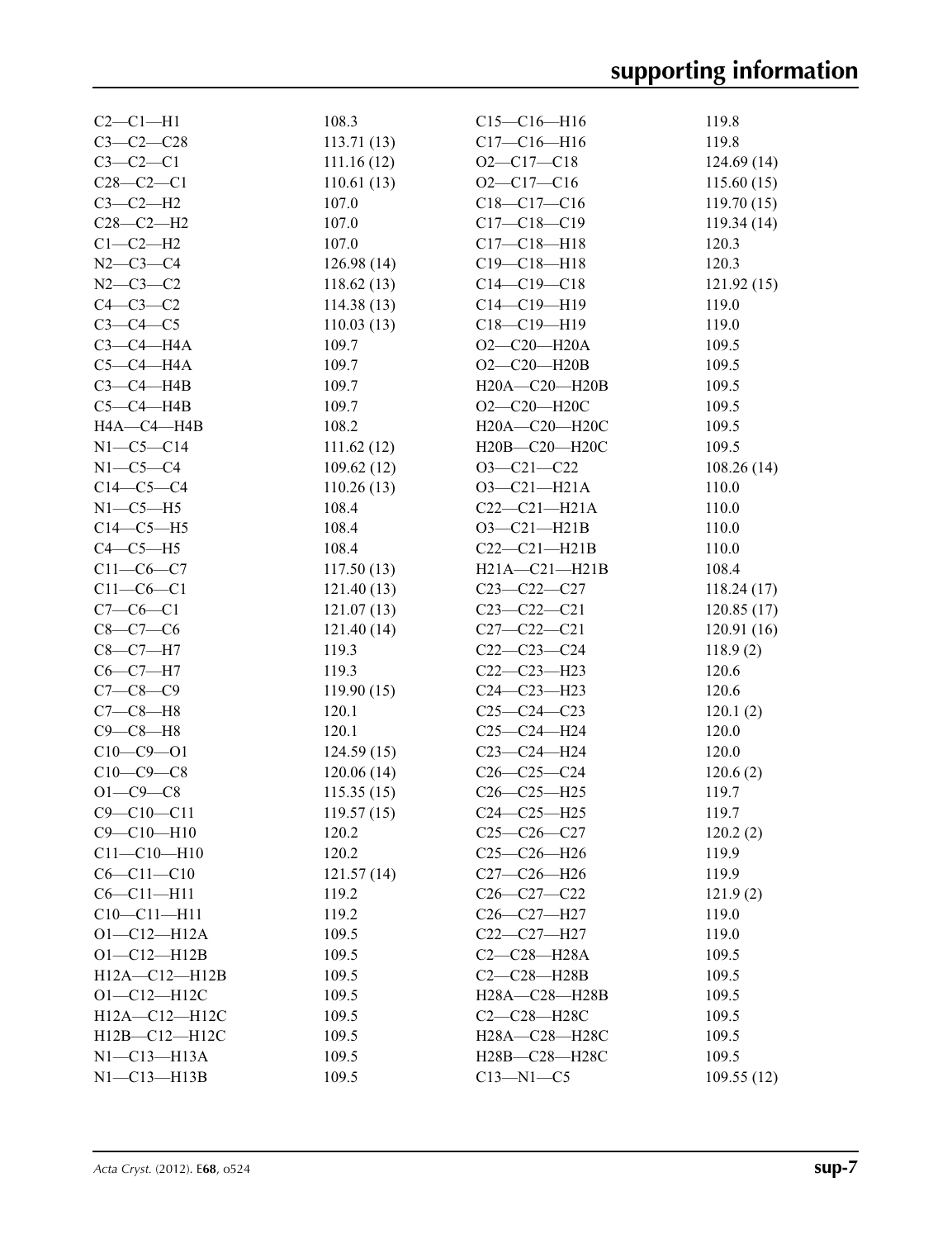| | | | |
|---|---|---|---|
| C2—C1—H1 | 108.3 | C15—C16—H16 | 119.8 |
| C3—C2—C28 | 113.71 (13) | C17—C16—H16 | 119.8 |
| C3—C2—C1 | 111.16 (12) | O2—C17—C18 | 124.69 (14) |
| C28—C2—C1 | 110.61 (13) | O2—C17—C16 | 115.60 (15) |
| C3—C2—H2 | 107.0 | C18—C17—C16 | 119.70 (15) |
| C28—C2—H2 | 107.0 | C17—C18—C19 | 119.34 (14) |
| C1—C2—H2 | 107.0 | C17—C18—H18 | 120.3 |
| N2—C3—C4 | 126.98 (14) | C19—C18—H18 | 120.3 |
| N2—C3—C2 | 118.62 (13) | C14—C19—C18 | 121.92 (15) |
| C4—C3—C2 | 114.38 (13) | C14—C19—H19 | 119.0 |
| C3—C4—C5 | 110.03 (13) | C18—C19—H19 | 119.0 |
| C3—C4—H4A | 109.7 | O2—C20—H20A | 109.5 |
| C5—C4—H4A | 109.7 | O2—C20—H20B | 109.5 |
| C3—C4—H4B | 109.7 | H20A—C20—H20B | 109.5 |
| C5—C4—H4B | 109.7 | O2—C20—H20C | 109.5 |
| H4A—C4—H4B | 108.2 | H20A—C20—H20C | 109.5 |
| N1—C5—C14 | 111.62 (12) | H20B—C20—H20C | 109.5 |
| N1—C5—C4 | 109.62 (12) | O3—C21—C22 | 108.26 (14) |
| C14—C5—C4 | 110.26 (13) | O3—C21—H21A | 110.0 |
| N1—C5—H5 | 108.4 | C22—C21—H21A | 110.0 |
| C14—C5—H5 | 108.4 | O3—C21—H21B | 110.0 |
| C4—C5—H5 | 108.4 | C22—C21—H21B | 110.0 |
| C11—C6—C7 | 117.50 (13) | H21A—C21—H21B | 108.4 |
| C11—C6—C1 | 121.40 (13) | C23—C22—C27 | 118.24 (17) |
| C7—C6—C1 | 121.07 (13) | C23—C22—C21 | 120.85 (17) |
| C8—C7—C6 | 121.40 (14) | C27—C22—C21 | 120.91 (16) |
| C8—C7—H7 | 119.3 | C22—C23—C24 | 118.9 (2) |
| C6—C7—H7 | 119.3 | C22—C23—H23 | 120.6 |
| C7—C8—C9 | 119.90 (15) | C24—C23—H23 | 120.6 |
| C7—C8—H8 | 120.1 | C25—C24—C23 | 120.1 (2) |
| C9—C8—H8 | 120.1 | C25—C24—H24 | 120.0 |
| C10—C9—O1 | 124.59 (15) | C23—C24—H24 | 120.0 |
| C10—C9—C8 | 120.06 (14) | C26—C25—C24 | 120.6 (2) |
| O1—C9—C8 | 115.35 (15) | C26—C25—H25 | 119.7 |
| C9—C10—C11 | 119.57 (15) | C24—C25—H25 | 119.7 |
| C9—C10—H10 | 120.2 | C25—C26—C27 | 120.2 (2) |
| C11—C10—H10 | 120.2 | C25—C26—H26 | 119.9 |
| C6—C11—C10 | 121.57 (14) | C27—C26—H26 | 119.9 |
| C6—C11—H11 | 119.2 | C26—C27—C22 | 121.9 (2) |
| C10—C11—H11 | 119.2 | C26—C27—H27 | 119.0 |
| O1—C12—H12A | 109.5 | C22—C27—H27 | 119.0 |
| O1—C12—H12B | 109.5 | C2—C28—H28A | 109.5 |
| H12A—C12—H12B | 109.5 | C2—C28—H28B | 109.5 |
| O1—C12—H12C | 109.5 | H28A—C28—H28B | 109.5 |
| H12A—C12—H12C | 109.5 | C2—C28—H28C | 109.5 |
| H12B—C12—H12C | 109.5 | H28A—C28—H28C | 109.5 |
| N1—C13—H13A | 109.5 | H28B—C28—H28C | 109.5 |
| N1—C13—H13B | 109.5 | C13—N1—C5 | 109.55 (12) |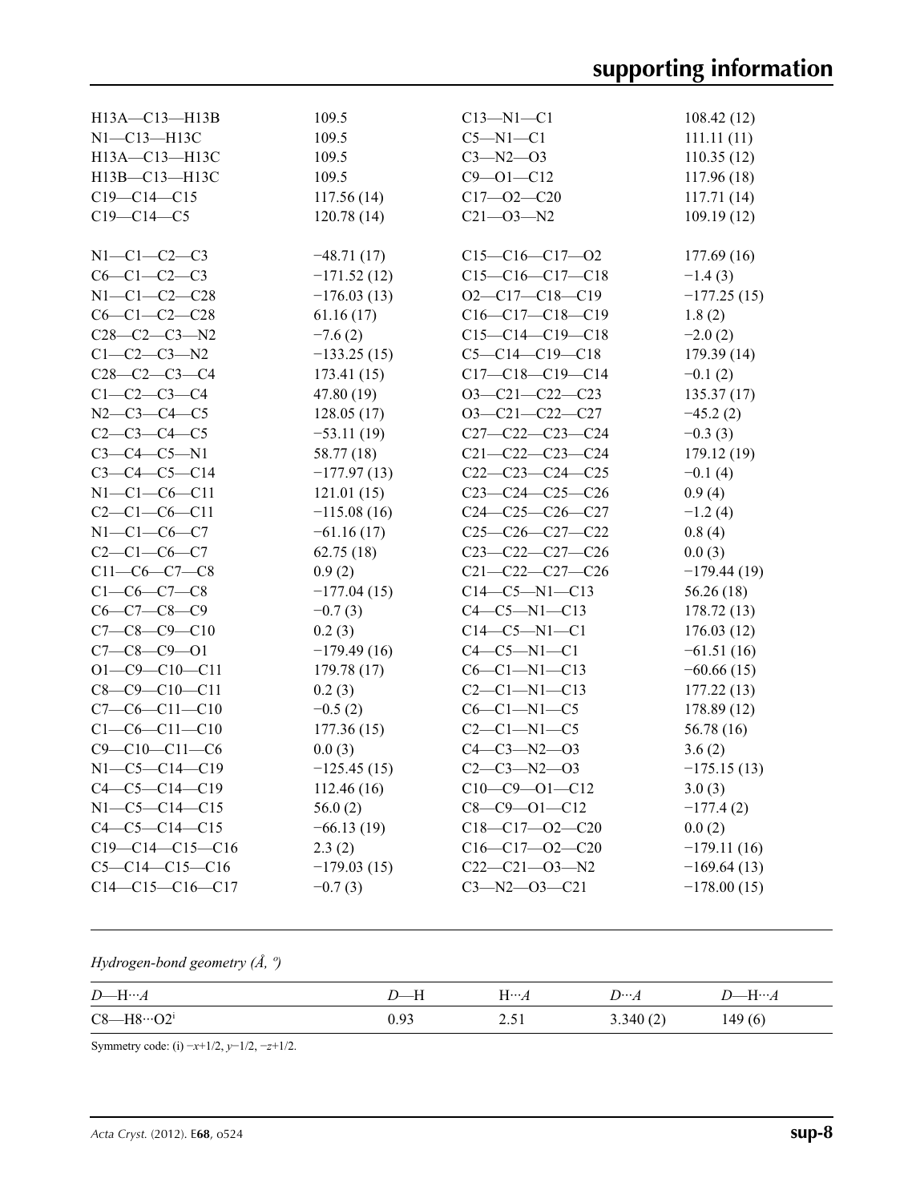| | | | |
|---|---|---|---|
| H13A—C13—H13B | 109.5 | C13—N1—C1 | 108.42 (12) |
| N1—C13—H13C | 109.5 | C5—N1—C1 | 111.11 (11) |
| H13A—C13—H13C | 109.5 | C3—N2—O3 | 110.35 (12) |
| H13B—C13—H13C | 109.5 | C9—O1—C12 | 117.96 (18) |
| C19—C14—C15 | 117.56 (14) | C17—O2—C20 | 117.71 (14) |
| C19—C14—C5 | 120.78 (14) | C21—O3—N2 | 109.19 (12) |

| | | | |
|---|---|---|---|
| N1—C1—C2—C3 | −48.71 (17) | C15—C16—C17—O2 | 177.69 (16) |
| C6—C1—C2—C3 | −171.52 (12) | C15—C16—C17—C18 | −1.4 (3) |
| N1—C1—C2—C28 | −176.03 (13) | O2—C17—C18—C19 | −177.25 (15) |
| C6—C1—C2—C28 | 61.16 (17) | C16—C17—C18—C19 | 1.8 (2) |
| C28—C2—C3—N2 | −7.6 (2) | C15—C14—C19—C18 | −2.0 (2) |
| C1—C2—C3—N2 | −133.25 (15) | C5—C14—C19—C18 | 179.39 (14) |
| C28—C2—C3—C4 | 173.41 (15) | C17—C18—C19—C14 | −0.1 (2) |
| C1—C2—C3—C4 | 47.80 (19) | O3—C21—C22—C23 | 135.37 (17) |
| N2—C3—C4—C5 | 128.05 (17) | O3—C21—C22—C27 | −45.2 (2) |
| C2—C3—C4—C5 | −53.11 (19) | C27—C22—C23—C24 | −0.3 (3) |
| C3—C4—C5—N1 | 58.77 (18) | C21—C22—C23—C24 | 179.12 (19) |
| C3—C4—C5—C14 | −177.97 (13) | C22—C23—C24—C25 | −0.1 (4) |
| N1—C1—C6—C11 | 121.01 (15) | C23—C24—C25—C26 | 0.9 (4) |
| C2—C1—C6—C11 | −115.08 (16) | C24—C25—C26—C27 | −1.2 (4) |
| N1—C1—C6—C7 | −61.16 (17) | C25—C26—C27—C22 | 0.8 (4) |
| C2—C1—C6—C7 | 62.75 (18) | C23—C22—C27—C26 | 0.0 (3) |
| C11—C6—C7—C8 | 0.9 (2) | C21—C22—C27—C26 | −179.44 (19) |
| C1—C6—C7—C8 | −177.04 (15) | C14—C5—N1—C13 | 56.26 (18) |
| C6—C7—C8—C9 | −0.7 (3) | C4—C5—N1—C13 | 178.72 (13) |
| C7—C8—C9—C10 | 0.2 (3) | C14—C5—N1—C1 | 176.03 (12) |
| C7—C8—C9—O1 | −179.49 (16) | C4—C5—N1—C1 | −61.51 (16) |
| O1—C9—C10—C11 | 179.78 (17) | C6—C1—N1—C13 | −60.66 (15) |
| C8—C9—C10—C11 | 0.2 (3) | C2—C1—N1—C13 | 177.22 (13) |
| C7—C6—C11—C10 | −0.5 (2) | C6—C1—N1—C5 | 178.89 (12) |
| C1—C6—C11—C10 | 177.36 (15) | C2—C1—N1—C5 | 56.78 (16) |
| C9—C10—C11—C6 | 0.0 (3) | C4—C3—N2—O3 | 3.6 (2) |
| N1—C5—C14—C19 | −125.45 (15) | C2—C3—N2—O3 | −175.15 (13) |
| C4—C5—C14—C19 | 112.46 (16) | C10—C9—O1—C12 | 3.0 (3) |
| N1—C5—C14—C15 | 56.0 (2) | C8—C9—O1—C12 | −177.4 (2) |
| C4—C5—C14—C15 | −66.13 (19) | C18—C17—O2—C20 | 0.0 (2) |
| C19—C14—C15—C16 | 2.3 (2) | C16—C17—O2—C20 | −179.11 (16) |
| C5—C14—C15—C16 | −179.03 (15) | C22—C21—O3—N2 | −169.64 (13) |
| C14—C15—C16—C17 | −0.7 (3) | C3—N2—O3—C21 | −178.00 (15) |

*Hydrogen-bond geometry (Å, º)*

| *D*—H···*A* | *D*—H | H···*A* | *D*···*A* | *D*—H···*A* |
|---|---|---|---|---|
| C8—H8···O2[i] | 0.93 | 2.51 | 3.340 (2) | 149 (6) |

Symmetry code: (i) −*x*+1/2, *y*−1/2, −*z*+1/2.